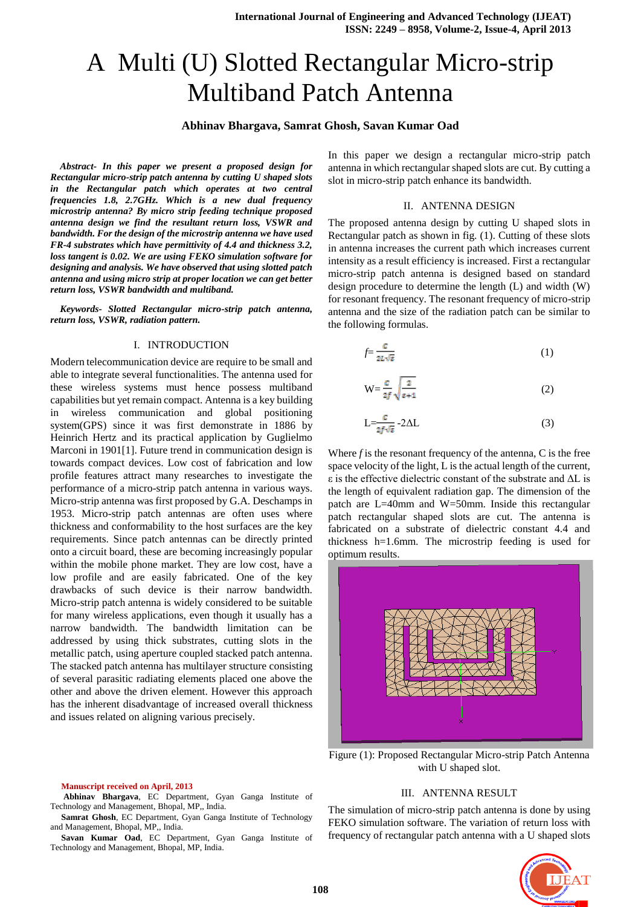# A Multi (U) Slotted Rectangular Micro-strip Multiband Patch Antenna

**Abhinav Bhargava, Samrat Ghosh, Savan Kumar Oad**

***Abstract- In this paper we present a proposed design for Rectangular micro-strip patch antenna by cutting U shaped slots in the Rectangular patch which operates at two central frequencies 1.8, 2.7GHz. Which is a new dual frequency microstrip antenna? By micro strip feeding technique proposed antenna design we find the resultant return loss, VSWR and bandwidth. For the design of the microstrip antenna we have used FR-4 substrates which have permittivity of 4.4 and thickness 3.2, loss tangent is 0.02. We are using FEKO simulation software for designing and analysis. We have observed that using slotted patch antenna and using micro strip at proper location we can get better return loss, VSWR bandwidth and multiband.***

***Keywords- Slotted Rectangular micro-strip patch antenna, return loss, VSWR, radiation pattern.***

## I. INTRODUCTION

Modern telecommunication device are require to be small and able to integrate several functionalities. The antenna used for these wireless systems must hence possess multiband capabilities but yet remain compact. Antenna is a key building in wireless communication and global positioning system(GPS) since it was first demonstrate in 1886 by Heinrich Hertz and its practical application by Guglielmo Marconi in 1901[1]. Future trend in communication design is towards compact devices. Low cost of fabrication and low profile features attract many researches to investigate the performance of a micro-strip patch antenna in various ways. Micro-strip antenna was first proposed by G.A. Deschamps in 1953. Micro-strip patch antennas are often uses where thickness and conformability to the host surfaces are the key requirements. Since patch antennas can be directly printed onto a circuit board, these are becoming increasingly popular within the mobile phone market. They are low cost, have a low profile and are easily fabricated. One of the key drawbacks of such device is their narrow bandwidth. Micro-strip patch antenna is widely considered to be suitable for many wireless applications, even though it usually has a narrow bandwidth. The bandwidth limitation can be addressed by using thick substrates, cutting slots in the metallic patch, using aperture coupled stacked patch antenna. The stacked patch antenna has multilayer structure consisting of several parasitic radiating elements placed one above the other and above the driven element. However this approach has the inherent disadvantage of increased overall thickness and issues related on aligning various precisely.

In this paper we design a rectangular micro-strip patch antenna in which rectangular shaped slots are cut. By cutting a slot in micro-strip patch enhance its bandwidth.

## II. ANTENNA DESIGN

The proposed antenna design by cutting U shaped slots in Rectangular patch as shown in fig. (1). Cutting of these slots in antenna increases the current path which increases current intensity as a result efficiency is increased. First a rectangular micro-strip patch antenna is designed based on standard design procedure to determine the length (L) and width (W) for resonant frequency. The resonant frequency of micro-strip antenna and the size of the radiation patch can be similar to the following formulas.

$$f = \frac{c}{2L\sqrt{\varepsilon}} \quad (1)$$

$$W = \frac{c}{2f}\sqrt{\frac{2}{\varepsilon+1}} \quad (2)$$

$$L = \frac{c}{2f\sqrt{\varepsilon}} - 2\Delta L \quad (3)$$

Where $f$ is the resonant frequency of the antenna, C is the free space velocity of the light, L is the actual length of the current, ε is the effective dielectric constant of the substrate and ΔL is the length of equivalent radiation gap. The dimension of the patch are L=40mm and W=50mm. Inside this rectangular patch rectangular shaped slots are cut. The antenna is fabricated on a substrate of dielectric constant 4.4 and thickness h=1.6mm. The microstrip feeding is used for optimum results.

Figure (1): Proposed Rectangular Micro-strip Patch Antenna with U shaped slot.

## III. ANTENNA RESULT

The simulation of micro-strip patch antenna is done by using FEKO simulation software. The variation of return loss with frequency of rectangular patch antenna with a U shaped slots

---

Manuscript received on April, 2013

**Abhinav Bhargava**, EC Department, Gyan Ganga Institute of Technology and Management, Bhopal, MP,, India.

**Samrat Ghosh**, EC Department, Gyan Ganga Institute of Technology and Management, Bhopal, MP,, India.

**Savan Kumar Oad**, EC Department, Gyan Ganga Institute of Technology and Management, Bhopal, MP, India.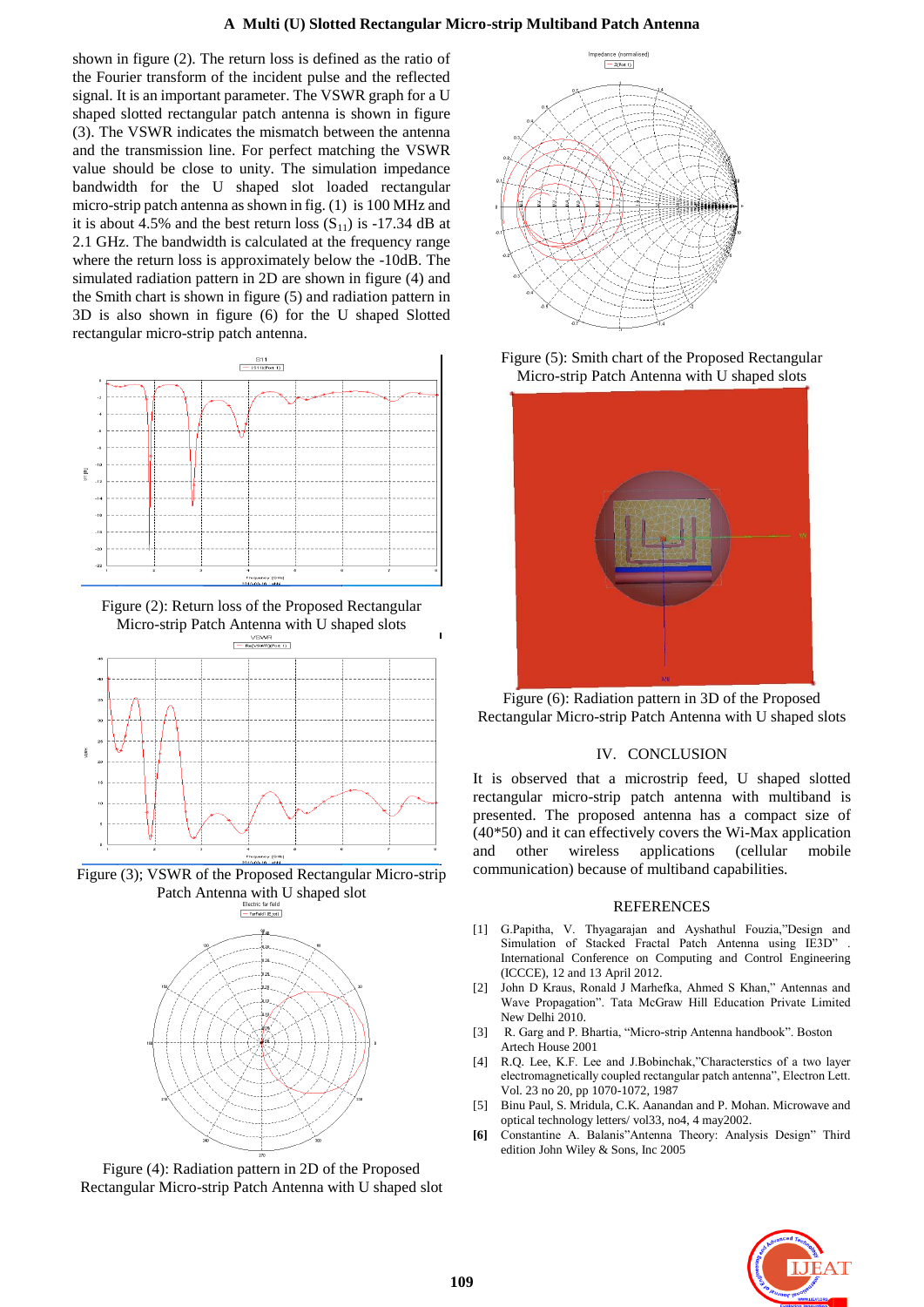shown in figure (2). The return loss is defined as the ratio of the Fourier transform of the incident pulse and the reflected signal. It is an important parameter. The VSWR graph for a U shaped slotted rectangular patch antenna is shown in figure (3). The VSWR indicates the mismatch between the antenna and the transmission line. For perfect matching the VSWR value should be close to unity. The simulation impedance bandwidth for the U shaped slot loaded rectangular micro-strip patch antenna as shown in fig. (1) is 100 MHz and it is about 4.5% and the best return loss ($S_{11}$) is -17.34 dB at 2.1 GHz. The bandwidth is calculated at the frequency range where the return loss is approximately below the -10dB. The simulated radiation pattern in 2D are shown in figure (4) and the Smith chart is shown in figure (5) and radiation pattern in 3D is also shown in figure (6) for the U shaped Slotted rectangular micro-strip patch antenna.

Figure (2): Return loss of the Proposed Rectangular Micro-strip Patch Antenna with U shaped slots

Figure (3); VSWR of the Proposed Rectangular Micro-strip Patch Antenna with U shaped slot

Figure (4): Radiation pattern in 2D of the Proposed Rectangular Micro-strip Patch Antenna with U shaped slot

Figure (5): Smith chart of the Proposed Rectangular Micro-strip Patch Antenna with U shaped slots

Figure (6): Radiation pattern in 3D of the Proposed Rectangular Micro-strip Patch Antenna with U shaped slots

## IV. CONCLUSION

It is observed that a microstrip feed, U shaped slotted rectangular micro-strip patch antenna with multiband is presented. The proposed antenna has a compact size of (40*50) and it can effectively covers the Wi-Max application and other wireless applications (cellular mobile communication) because of multiband capabilities.

## REFERENCES

[1] G.Papitha, V. Thyagarajan and Ayshathul Fouzia,"Design and Simulation of Stacked Fractal Patch Antenna using IE3D" . International Conference on Computing and Control Engineering (ICCCE), 12 and 13 April 2012.

[2] John D Kraus, Ronald J Marhefka, Ahmed S Khan," Antennas and Wave Propagation". Tata McGraw Hill Education Private Limited New Delhi 2010.

[3] R. Garg and P. Bhartia, "Micro-strip Antenna handbook". Boston Artech House 2001

[4] R.Q. Lee, K.F. Lee and J.Bobinchak,"Characterstics of a two layer electromagnetically coupled rectangular patch antenna", Electron Lett. Vol. 23 no 20, pp 1070-1072, 1987

[5] Binu Paul, S. Mridula, C.K. Aanandan and P. Mohan. Microwave and optical technology letters/ vol33, no4, 4 may2002.

**[6]** Constantine A. Balanis"Antenna Theory: Analysis Design" Third edition John Wiley & Sons, Inc 2005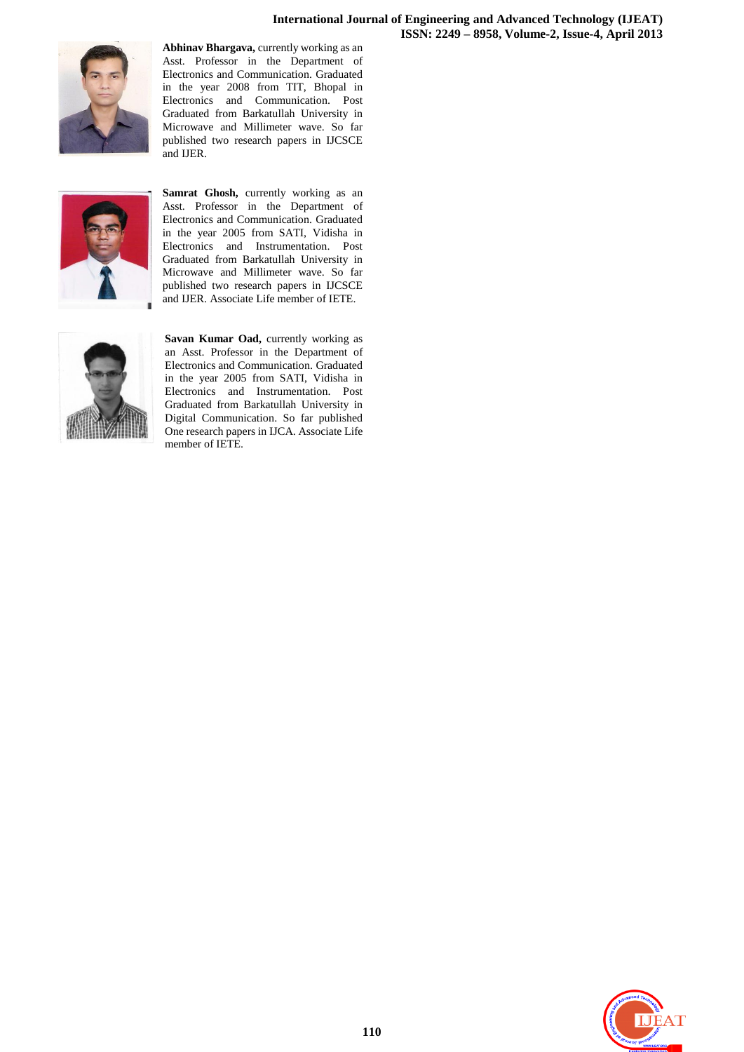**Abhinav Bhargava,** currently working as an Asst. Professor in the Department of Electronics and Communication. Graduated in the year 2008 from TIT, Bhopal in Electronics and Communication. Post Graduated from Barkatullah University in Microwave and Millimeter wave. So far published two research papers in IJCSCE and IJER.

**Samrat Ghosh,** currently working as an Asst. Professor in the Department of Electronics and Communication. Graduated in the year 2005 from SATI, Vidisha in Electronics and Instrumentation. Post Graduated from Barkatullah University in Microwave and Millimeter wave. So far published two research papers in IJCSCE and IJER. Associate Life member of IETE.

**Savan Kumar Oad,** currently working as an Asst. Professor in the Department of Electronics and Communication. Graduated in the year 2005 from SATI, Vidisha in Electronics and Instrumentation. Post Graduated from Barkatullah University in Digital Communication. So far published One research papers in IJCA. Associate Life member of IETE.